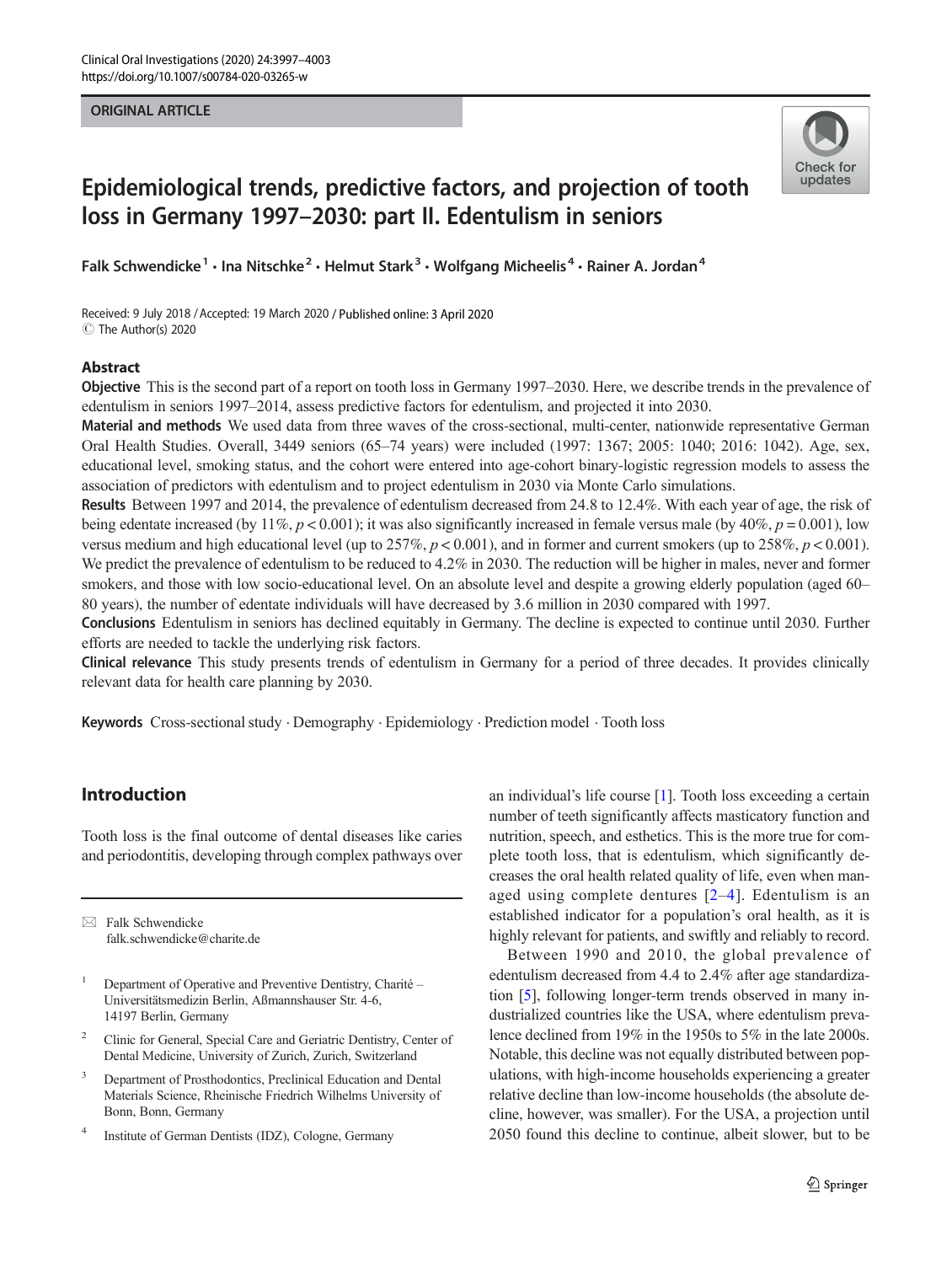ORIGINAL ARTICLE

# Epidemiological trends, predictive factors, and projection of tooth loss in Germany 1997–2030: part II. Edentulism in seniors

Falk Schwendicke[1] · Ina Nitschke[2] · Helmut Stark[3] · Wolfgang Micheelis[4] · Rainer A. Jordan[4]

Received: 9 July 2018 / Accepted: 19 March 2020 / Published online: 3 April 2020
© The Author(s) 2020

## Abstract

**Objective** This is the second part of a report on tooth loss in Germany 1997–2030. Here, we describe trends in the prevalence of edentulism in seniors 1997–2014, assess predictive factors for edentulism, and projected it into 2030.

**Material and methods** We used data from three waves of the cross-sectional, multi-center, nationwide representative German Oral Health Studies. Overall, 3449 seniors (65–74 years) were included (1997: 1367; 2005: 1040; 2016: 1042). Age, sex, educational level, smoking status, and the cohort were entered into age-cohort binary-logistic regression models to assess the association of predictors with edentulism and to project edentulism in 2030 via Monte Carlo simulations.

**Results** Between 1997 and 2014, the prevalence of edentulism decreased from 24.8 to 12.4%. With each year of age, the risk of being edentate increased (by 11%, $p < 0.001$); it was also significantly increased in female versus male (by 40%, $p = 0.001$), low versus medium and high educational level (up to 257%, $p < 0.001$), and in former and current smokers (up to 258%, $p < 0.001$). We predict the prevalence of edentulism to be reduced to 4.2% in 2030. The reduction will be higher in males, never and former smokers, and those with low socio-educational level. On an absolute level and despite a growing elderly population (aged 60–80 years), the number of edentate individuals will have decreased by 3.6 million in 2030 compared with 1997.

**Conclusions** Edentulism in seniors has declined equitably in Germany. The decline is expected to continue until 2030. Further efforts are needed to tackle the underlying risk factors.

**Clinical relevance** This study presents trends of edentulism in Germany for a period of three decades. It provides clinically relevant data for health care planning by 2030.

**Keywords** Cross-sectional study · Demography · Epidemiology · Prediction model · Tooth loss

## Introduction

Tooth loss is the final outcome of dental diseases like caries and periodontitis, developing through complex pathways over an individual's life course [1]. Tooth loss exceeding a certain number of teeth significantly affects masticatory function and nutrition, speech, and esthetics. This is the more true for complete tooth loss, that is edentulism, which significantly decreases the oral health related quality of life, even when managed using complete dentures [2–4]. Edentulism is an established indicator for a population's oral health, as it is highly relevant for patients, and swiftly and reliably to record.

Between 1990 and 2010, the global prevalence of edentulism decreased from 4.4 to 2.4% after age standardization [5], following longer-term trends observed in many industrialized countries like the USA, where edentulism prevalence declined from 19% in the 1950s to 5% in the late 2000s. Notable, this decline was not equally distributed between populations, with high-income households experiencing a greater relative decline than low-income households (the absolute decline, however, was smaller). For the USA, a projection until 2050 found this decline to continue, albeit slower, but to be

---

✉ Falk Schwendicke
falk.schwendicke@charite.de

[1] Department of Operative and Preventive Dentistry, Charité – Universitätsmedizin Berlin, Aßmannshauser Str. 4-6, 14197 Berlin, Germany

[2] Clinic for General, Special Care and Geriatric Dentistry, Center of Dental Medicine, University of Zurich, Zurich, Switzerland

[3] Department of Prosthodontics, Preclinical Education and Dental Materials Science, Rheinische Friedrich Wilhelms University of Bonn, Bonn, Germany

[4] Institute of German Dentists (IDZ), Cologne, Germany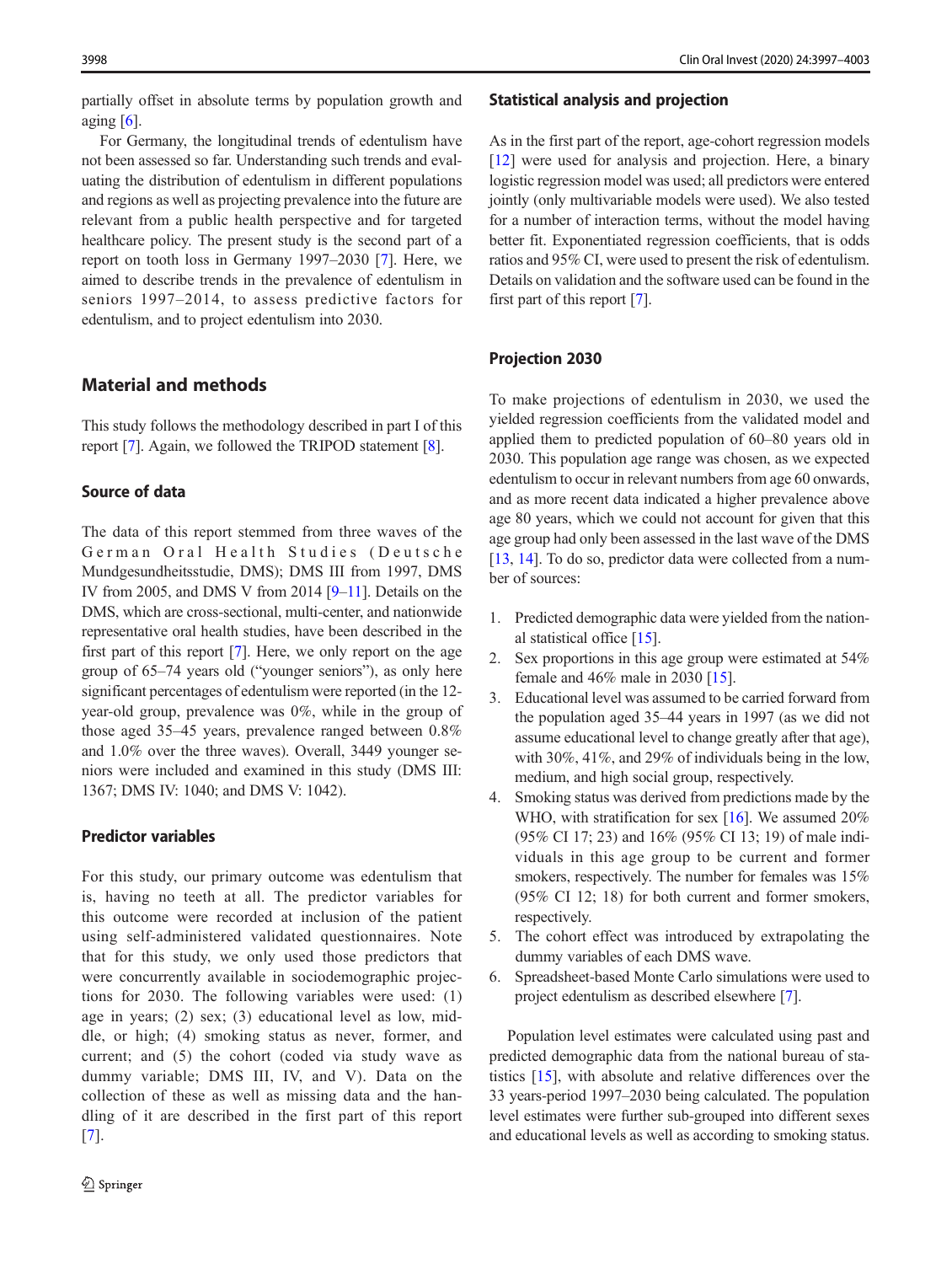partially offset in absolute terms by population growth and aging [6].

For Germany, the longitudinal trends of edentulism have not been assessed so far. Understanding such trends and evaluating the distribution of edentulism in different populations and regions as well as projecting prevalence into the future are relevant from a public health perspective and for targeted healthcare policy. The present study is the second part of a report on tooth loss in Germany 1997–2030 [7]. Here, we aimed to describe trends in the prevalence of edentulism in seniors 1997–2014, to assess predictive factors for edentulism, and to project edentulism into 2030.

## Material and methods

This study follows the methodology described in part I of this report [7]. Again, we followed the TRIPOD statement [8].

### Source of data

The data of this report stemmed from three waves of the German Oral Health Studies (Deutsche Mundgesundheitsstudie, DMS); DMS III from 1997, DMS IV from 2005, and DMS V from 2014 [9–11]. Details on the DMS, which are cross-sectional, multi-center, and nationwide representative oral health studies, have been described in the first part of this report [7]. Here, we only report on the age group of 65–74 years old ("younger seniors"), as only here significant percentages of edentulism were reported (in the 12-year-old group, prevalence was 0%, while in the group of those aged 35–45 years, prevalence ranged between 0.8% and 1.0% over the three waves). Overall, 3449 younger seniors were included and examined in this study (DMS III: 1367; DMS IV: 1040; and DMS V: 1042).

### Predictor variables

For this study, our primary outcome was edentulism that is, having no teeth at all. The predictor variables for this outcome were recorded at inclusion of the patient using self-administered validated questionnaires. Note that for this study, we only used those predictors that were concurrently available in sociodemographic projections for 2030. The following variables were used: (1) age in years; (2) sex; (3) educational level as low, middle, or high; (4) smoking status as never, former, and current; and (5) the cohort (coded via study wave as dummy variable; DMS III, IV, and V). Data on the collection of these as well as missing data and the handling of it are described in the first part of this report [7].

### Statistical analysis and projection

As in the first part of the report, age-cohort regression models [12] were used for analysis and projection. Here, a binary logistic regression model was used; all predictors were entered jointly (only multivariable models were used). We also tested for a number of interaction terms, without the model having better fit. Exponentiated regression coefficients, that is odds ratios and 95% CI, were used to present the risk of edentulism. Details on validation and the software used can be found in the first part of this report [7].

### Projection 2030

To make projections of edentulism in 2030, we used the yielded regression coefficients from the validated model and applied them to predicted population of 60–80 years old in 2030. This population age range was chosen, as we expected edentulism to occur in relevant numbers from age 60 onwards, and as more recent data indicated a higher prevalence above age 80 years, which we could not account for given that this age group had only been assessed in the last wave of the DMS [13, 14]. To do so, predictor data were collected from a number of sources:

1. Predicted demographic data were yielded from the national statistical office [15].
2. Sex proportions in this age group were estimated at 54% female and 46% male in 2030 [15].
3. Educational level was assumed to be carried forward from the population aged 35–44 years in 1997 (as we did not assume educational level to change greatly after that age), with 30%, 41%, and 29% of individuals being in the low, medium, and high social group, respectively.
4. Smoking status was derived from predictions made by the WHO, with stratification for sex [16]. We assumed 20% (95% CI 17; 23) and 16% (95% CI 13; 19) of male individuals in this age group to be current and former smokers, respectively. The number for females was 15% (95% CI 12; 18) for both current and former smokers, respectively.
5. The cohort effect was introduced by extrapolating the dummy variables of each DMS wave.
6. Spreadsheet-based Monte Carlo simulations were used to project edentulism as described elsewhere [7].

Population level estimates were calculated using past and predicted demographic data from the national bureau of statistics [15], with absolute and relative differences over the 33 years-period 1997–2030 being calculated. The population level estimates were further sub-grouped into different sexes and educational levels as well as according to smoking status.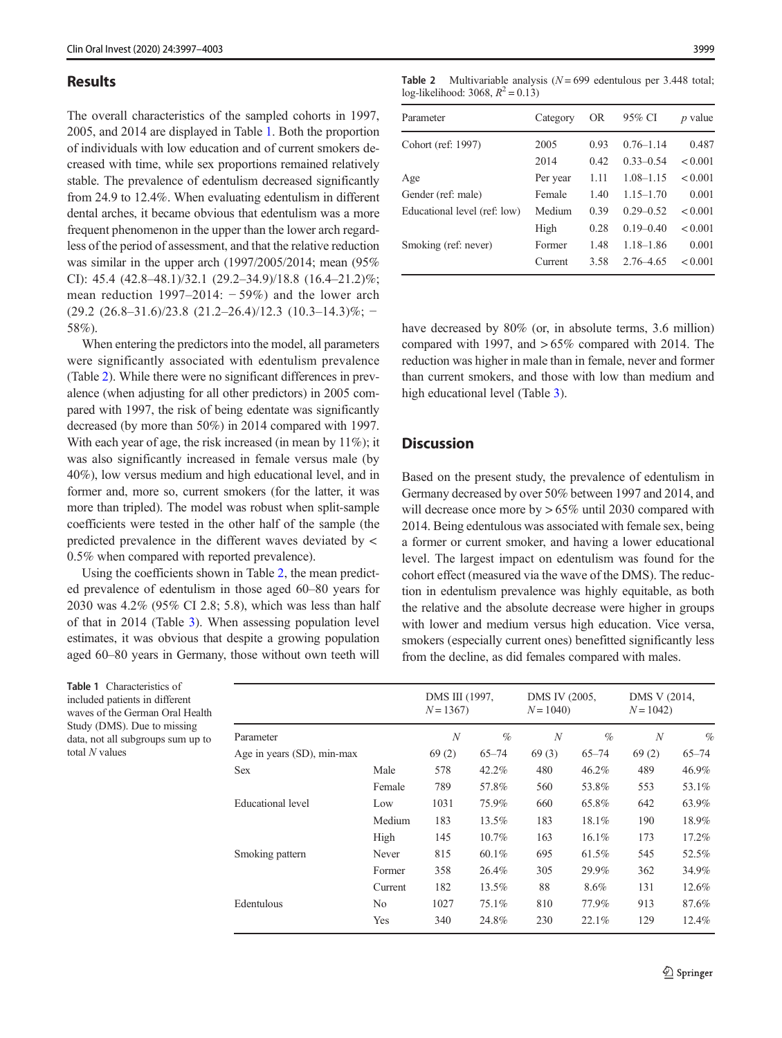## Results

The overall characteristics of the sampled cohorts in 1997, 2005, and 2014 are displayed in Table 1. Both the proportion of individuals with low education and of current smokers decreased with time, while sex proportions remained relatively stable. The prevalence of edentulism decreased significantly from 24.9 to 12.4%. When evaluating edentulism in different dental arches, it became obvious that edentulism was a more frequent phenomenon in the upper than the lower arch regardless of the period of assessment, and that the relative reduction was similar in the upper arch (1997/2005/2014; mean (95% CI): 45.4 (42.8–48.1)/32.1 (29.2–34.9)/18.8 (16.4–21.2)%; mean reduction 1997–2014: − 59%) and the lower arch (29.2 (26.8–31.6)/23.8 (21.2–26.4)/12.3 (10.3–14.3)%; − 58%).

When entering the predictors into the model, all parameters were significantly associated with edentulism prevalence (Table 2). While there were no significant differences in prevalence (when adjusting for all other predictors) in 2005 compared with 1997, the risk of being edentate was significantly decreased (by more than 50%) in 2014 compared with 1997. With each year of age, the risk increased (in mean by 11%); it was also significantly increased in female versus male (by 40%), low versus medium and high educational level, and in former and, more so, current smokers (for the latter, it was more than tripled). The model was robust when split-sample coefficients were tested in the other half of the sample (the predicted prevalence in the different waves deviated by < 0.5% when compared with reported prevalence).

Using the coefficients shown in Table 2, the mean predicted prevalence of edentulism in those aged 60–80 years for 2030 was 4.2% (95% CI 2.8; 5.8), which was less than half of that in 2014 (Table 3). When assessing population level estimates, it was obvious that despite a growing population aged 60–80 years in Germany, those without own teeth will have decreased by 80% (or, in absolute terms, 3.6 million) compared with 1997, and > 65% compared with 2014. The reduction was higher in male than in female, never and former than current smokers, and those with low than medium and high educational level (Table 3).

**Table 2** Multivariable analysis ($N = 699$ edentulous per 3.448 total; log-likelihood: 3068, $R^2 = 0.13$)

| Parameter | Category | OR | 95% CI | *p* value |
|---|---|---|---|---|
| Cohort (ref: 1997) | 2005 | 0.93 | 0.76–1.14 | 0.487 |
| | 2014 | 0.42 | 0.33–0.54 | < 0.001 |
| Age | Per year | 1.11 | 1.08–1.15 | < 0.001 |
| Gender (ref: male) | Female | 1.40 | 1.15–1.70 | 0.001 |
| Educational level (ref: low) | Medium | 0.39 | 0.29–0.52 | < 0.001 |
| | High | 0.28 | 0.19–0.40 | < 0.001 |
| Smoking (ref: never) | Former | 1.48 | 1.18–1.86 | 0.001 |
| | Current | 3.58 | 2.76–4.65 | < 0.001 |

## Discussion

Based on the present study, the prevalence of edentulism in Germany decreased by over 50% between 1997 and 2014, and will decrease once more by > 65% until 2030 compared with 2014. Being edentulous was associated with female sex, being a former or current smoker, and having a lower educational level. The largest impact on edentulism was found for the cohort effect (measured via the wave of the DMS). The reduction in edentulism prevalence was highly equitable, as both the relative and the absolute decrease were higher in groups with lower and medium versus high education. Vice versa, smokers (especially current ones) benefitted significantly less from the decline, as did females compared with males.

**Table 1** Characteristics of included patients in different waves of the German Oral Health Study (DMS). Due to missing data, not all subgroups sum up to total *N* values

| | | DMS III (1997, $N = 1367$) | | DMS IV (2005, $N = 1040$) | | DMS V (2014, $N = 1042$) | |
|---|---|---|---|---|---|---|---|
| Parameter | | *N* | % | *N* | % | *N* | % |
| Age in years (SD), min-max | | 69 (2) | 65–74 | 69 (3) | 65–74 | 69 (2) | 65–74 |
| Sex | Male | 578 | 42.2% | 480 | 46.2% | 489 | 46.9% |
| | Female | 789 | 57.8% | 560 | 53.8% | 553 | 53.1% |
| Educational level | Low | 1031 | 75.9% | 660 | 65.8% | 642 | 63.9% |
| | Medium | 183 | 13.5% | 183 | 18.1% | 190 | 18.9% |
| | High | 145 | 10.7% | 163 | 16.1% | 173 | 17.2% |
| Smoking pattern | Never | 815 | 60.1% | 695 | 61.5% | 545 | 52.5% |
| | Former | 358 | 26.4% | 305 | 29.9% | 362 | 34.9% |
| | Current | 182 | 13.5% | 88 | 8.6% | 131 | 12.6% |
| Edentulous | No | 1027 | 75.1% | 810 | 77.9% | 913 | 87.6% |
| | Yes | 340 | 24.8% | 230 | 22.1% | 129 | 12.4% |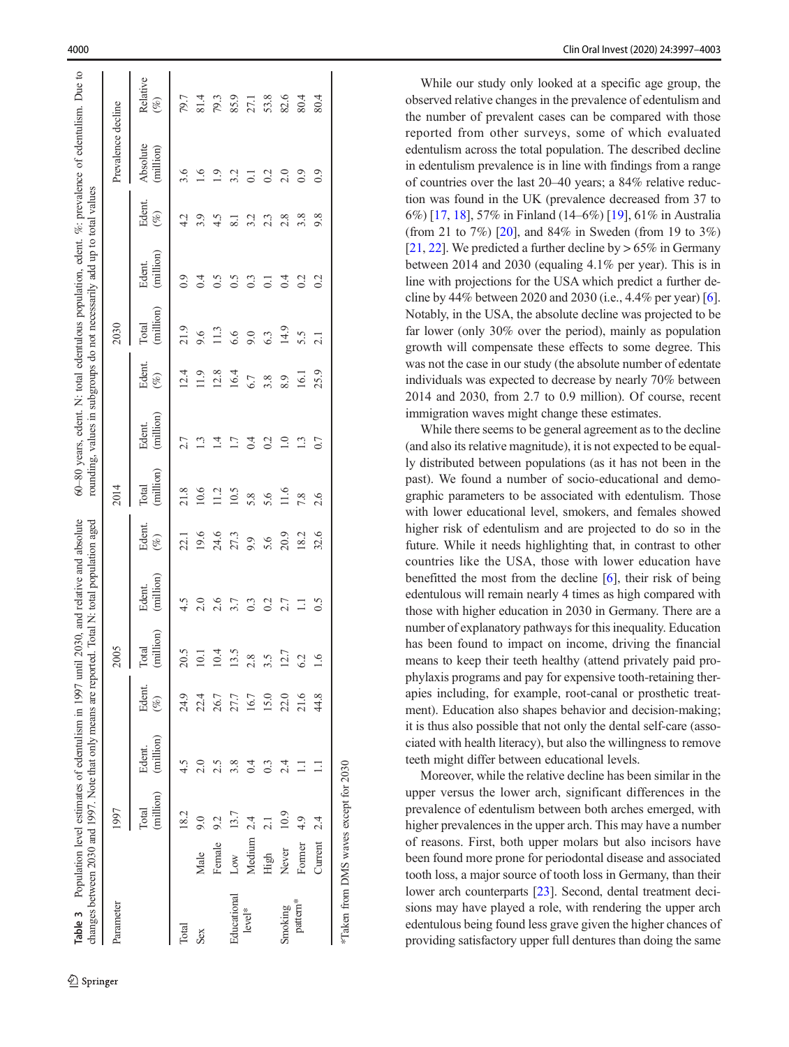**Table 3** Population level estimates of edentulism in 1997 until 2030, and relative and absolute changes between 2030 and 1997. Note that only means are reported. Total N: total population aged 60–80 years, edent. N: total edentulous population, edent. %: prevalence of edentulism. Due to rounding, values in subgroups do not necessarily add up to total values

| Parameter | | 1997 | | | 2005 | | | 2014 | | | 2030 | | | Prevalence decline | |
|---|---|---|---|---|---|---|---|---|---|---|---|---|---|---|---|
| | | Total (million) | Edent. (million) | Edent. (%) | Total (million) | Edent. (million) | Edent. (%) | Total (million) | Edent. (million) | Edent. (%) | Total (million) | Edent. (million) | Edent. (%) | Absolute (million) | Relative (%) |
| Total | | 18.2 | 4.5 | 24.9 | 20.5 | 4.5 | 22.1 | 21.8 | 2.7 | 12.4 | 21.9 | 0.9 | 4.2 | 3.6 | 79.7 |
| Sex | Male | 9.0 | 2.0 | 22.4 | 10.1 | 2.0 | 19.6 | 10.6 | 1.3 | 11.9 | 9.6 | 0.4 | 3.9 | 1.6 | 81.4 |
| | Female | 9.2 | 2.5 | 26.7 | 10.4 | 2.6 | 24.6 | 11.2 | 1.4 | 12.8 | 11.3 | 0.5 | 4.5 | 1.9 | 79.3 |
| Educational level* | Low | 13.7 | 3.8 | 27.7 | 13.5 | 3.7 | 27.3 | 10.5 | 1.7 | 16.4 | 6.6 | 0.5 | 8.1 | 3.2 | 85.9 |
| | Medium | 2.4 | 0.4 | 16.7 | 2.8 | 0.3 | 9.9 | 5.8 | 0.4 | 6.7 | 9.0 | 0.3 | 3.2 | 0.1 | 27.1 |
| | High | 2.1 | 0.3 | 15.0 | 3.5 | 0.2 | 5.6 | 5.6 | 0.2 | 3.8 | 6.3 | 0.1 | 2.3 | 0.2 | 53.8 |
| Smoking pattern* | Never | 10.9 | 2.4 | 22.0 | 12.7 | 2.7 | 20.9 | 11.6 | 1.0 | 8.9 | 14.9 | 0.4 | 2.8 | 2.0 | 82.6 |
| | Former | 4.9 | 1.1 | 21.6 | 6.2 | 1.1 | 18.2 | 7.8 | 1.3 | 16.1 | 5.5 | 0.2 | 3.8 | 0.9 | 80.4 |
| | Current | 2.4 | 1.1 | 44.8 | 1.6 | 0.5 | 32.6 | 2.6 | 0.7 | 25.9 | 2.1 | 0.2 | 9.8 | 0.9 | 80.4 |

*Taken from DMS waves except for 2030

While our study only looked at a specific age group, the observed relative changes in the prevalence of edentulism and the number of prevalent cases can be compared with those reported from other surveys, some of which evaluated edentulism across the total population. The described decline in edentulism prevalence is in line with findings from a range of countries over the last 20–40 years; a 84% relative reduction was found in the UK (prevalence decreased from 37 to 6%) [17, 18], 57% in Finland (14–6%) [19], 61% in Australia (from 21 to 7%) [20], and 84% in Sweden (from 19 to 3%) [21, 22]. We predicted a further decline by > 65% in Germany between 2014 and 2030 (equaling 4.1% per year). This is in line with projections for the USA which predict a further decline by 44% between 2020 and 2030 (i.e., 4.4% per year) [6]. Notably, in the USA, the absolute decline was projected to be far lower (only 30% over the period), mainly as population growth will compensate these effects to some degree. This was not the case in our study (the absolute number of edentate individuals was expected to decrease by nearly 70% between 2014 and 2030, from 2.7 to 0.9 million). Of course, recent immigration waves might change these estimates.

While there seems to be general agreement as to the decline (and also its relative magnitude), it is not expected to be equally distributed between populations (as it has not been in the past). We found a number of socio-educational and demographic parameters to be associated with edentulism. Those with lower educational level, smokers, and females showed higher risk of edentulism and are projected to do so in the future. While it needs highlighting that, in contrast to other countries like the USA, those with lower education have benefitted the most from the decline [6], their risk of being edentulous will remain nearly 4 times as high compared with those with higher education in 2030 in Germany. There are a number of explanatory pathways for this inequality. Education has been found to impact on income, driving the financial means to keep their teeth healthy (attend privately paid prophylaxis programs and pay for expensive tooth-retaining therapies including, for example, root-canal or prosthetic treatment). Education also shapes behavior and decision-making; it is thus also possible that not only the dental self-care (associated with health literacy), but also the willingness to remove teeth might differ between educational levels.

Moreover, while the relative decline has been similar in the upper versus the lower arch, significant differences in the prevalence of edentulism between both arches emerged, with higher prevalences in the upper arch. This may have a number of reasons. First, both upper molars but also incisors have been found more prone for periodontal disease and associated tooth loss, a major source of tooth loss in Germany, than their lower arch counterparts [23]. Second, dental treatment decisions may have played a role, with rendering the upper arch edentulous being found less grave given the higher chances of providing satisfactory upper full dentures than doing the same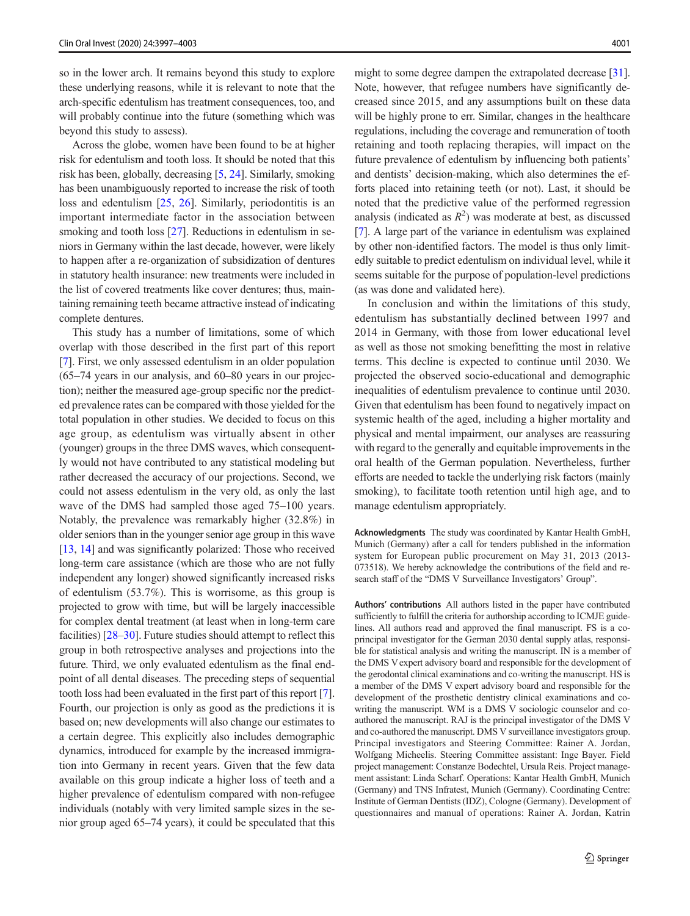so in the lower arch. It remains beyond this study to explore these underlying reasons, while it is relevant to note that the arch-specific edentulism has treatment consequences, too, and will probably continue into the future (something which was beyond this study to assess).

Across the globe, women have been found to be at higher risk for edentulism and tooth loss. It should be noted that this risk has been, globally, decreasing [5, 24]. Similarly, smoking has been unambiguously reported to increase the risk of tooth loss and edentulism [25, 26]. Similarly, periodontitis is an important intermediate factor in the association between smoking and tooth loss [27]. Reductions in edentulism in seniors in Germany within the last decade, however, were likely to happen after a re-organization of subsidization of dentures in statutory health insurance: new treatments were included in the list of covered treatments like cover dentures; thus, maintaining remaining teeth became attractive instead of indicating complete dentures.

This study has a number of limitations, some of which overlap with those described in the first part of this report [7]. First, we only assessed edentulism in an older population (65–74 years in our analysis, and 60–80 years in our projection); neither the measured age-group specific nor the predicted prevalence rates can be compared with those yielded for the total population in other studies. We decided to focus on this age group, as edentulism was virtually absent in other (younger) groups in the three DMS waves, which consequently would not have contributed to any statistical modeling but rather decreased the accuracy of our projections. Second, we could not assess edentulism in the very old, as only the last wave of the DMS had sampled those aged 75–100 years. Notably, the prevalence was remarkably higher (32.8%) in older seniors than in the younger senior age group in this wave [13, 14] and was significantly polarized: Those who received long-term care assistance (which are those who are not fully independent any longer) showed significantly increased risks of edentulism (53.7%). This is worrisome, as this group is projected to grow with time, but will be largely inaccessible for complex dental treatment (at least when in long-term care facilities) [28–30]. Future studies should attempt to reflect this group in both retrospective analyses and projections into the future. Third, we only evaluated edentulism as the final endpoint of all dental diseases. The preceding steps of sequential tooth loss had been evaluated in the first part of this report [7]. Fourth, our projection is only as good as the predictions it is based on; new developments will also change our estimates to a certain degree. This explicitly also includes demographic dynamics, introduced for example by the increased immigration into Germany in recent years. Given that the few data available on this group indicate a higher loss of teeth and a higher prevalence of edentulism compared with non-refugee individuals (notably with very limited sample sizes in the senior group aged 65–74 years), it could be speculated that this might to some degree dampen the extrapolated decrease [31]. Note, however, that refugee numbers have significantly decreased since 2015, and any assumptions built on these data will be highly prone to err. Similar, changes in the healthcare regulations, including the coverage and remuneration of tooth retaining and tooth replacing therapies, will impact on the future prevalence of edentulism by influencing both patients' and dentists' decision-making, which also determines the efforts placed into retaining teeth (or not). Last, it should be noted that the predictive value of the performed regression analysis (indicated as $R^2$) was moderate at best, as discussed [7]. A large part of the variance in edentulism was explained by other non-identified factors. The model is thus only limitedly suitable to predict edentulism on individual level, while it seems suitable for the purpose of population-level predictions (as was done and validated here).

In conclusion and within the limitations of this study, edentulism has substantially declined between 1997 and 2014 in Germany, with those from lower educational level as well as those not smoking benefitting the most in relative terms. This decline is expected to continue until 2030. We projected the observed socio-educational and demographic inequalities of edentulism prevalence to continue until 2030. Given that edentulism has been found to negatively impact on systemic health of the aged, including a higher mortality and physical and mental impairment, our analyses are reassuring with regard to the generally and equitable improvements in the oral health of the German population. Nevertheless, further efforts are needed to tackle the underlying risk factors (mainly smoking), to facilitate tooth retention until high age, and to manage edentulism appropriately.

**Acknowledgments** The study was coordinated by Kantar Health GmbH, Munich (Germany) after a call for tenders published in the information system for European public procurement on May 31, 2013 (2013-073518). We hereby acknowledge the contributions of the field and research staff of the "DMS V Surveillance Investigators' Group".

**Authors' contributions** All authors listed in the paper have contributed sufficiently to fulfill the criteria for authorship according to ICMJE guidelines. All authors read and approved the final manuscript. FS is a co-principal investigator for the German 2030 dental supply atlas, responsible for statistical analysis and writing the manuscript. IN is a member of the DMS V expert advisory board and responsible for the development of the gerodontal clinical examinations and co-writing the manuscript. HS is a member of the DMS V expert advisory board and responsible for the development of the prosthetic dentistry clinical examinations and co-writing the manuscript. WM is a DMS V sociologic counselor and co-authored the manuscript. RAJ is the principal investigator of the DMS V and co-authored the manuscript. DMS V surveillance investigators group. Principal investigators and Steering Committee: Rainer A. Jordan, Wolfgang Micheelis. Steering Committee assistant: Inge Bayer. Field project management: Constanze Bodechtel, Ursula Reis. Project management assistant: Linda Scharf. Operations: Kantar Health GmbH, Munich (Germany) and TNS Infratest, Munich (Germany). Coordinating Centre: Institute of German Dentists (IDZ), Cologne (Germany). Development of questionnaires and manual of operations: Rainer A. Jordan, Katrin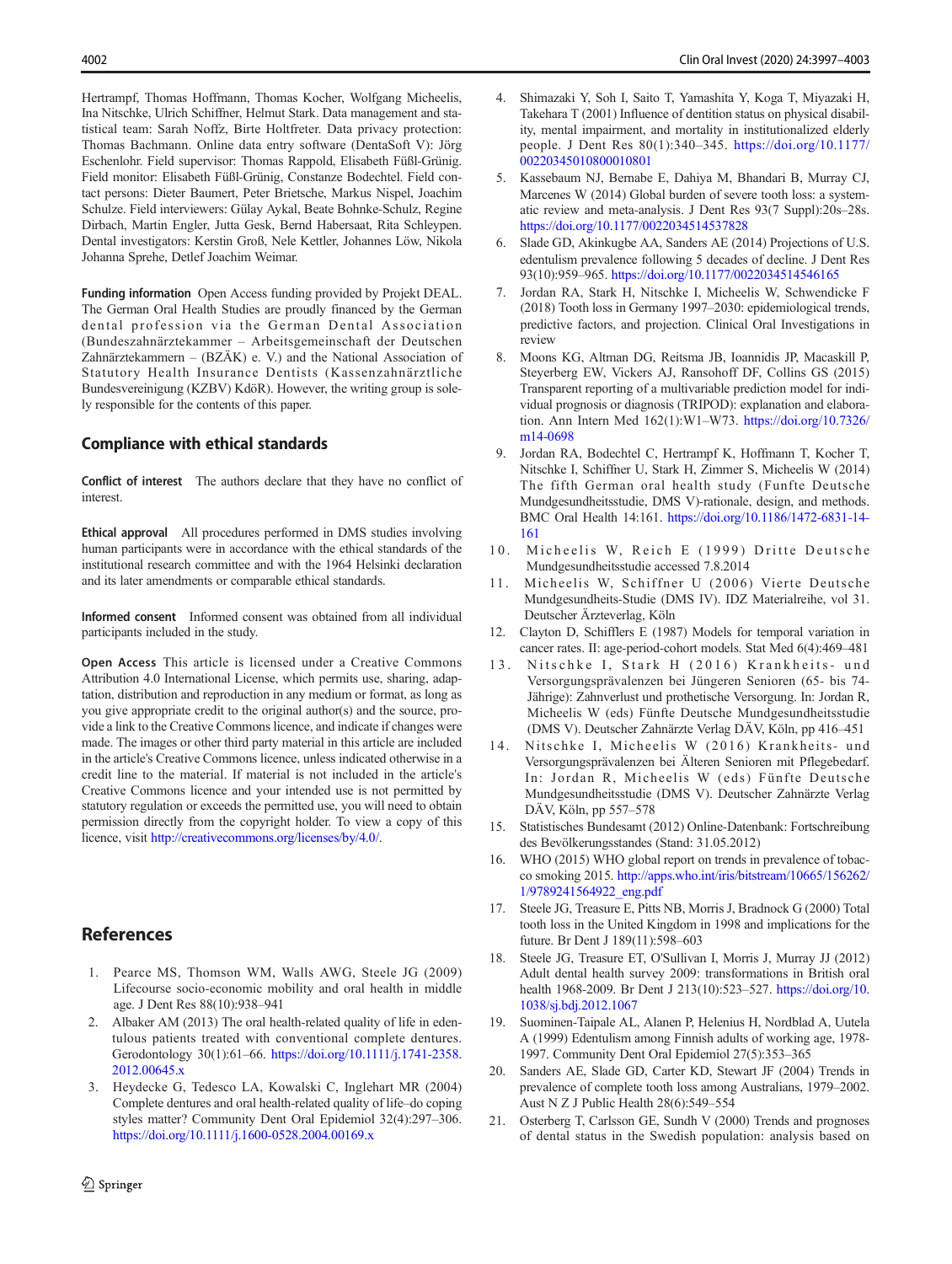Hertrampf, Thomas Hoffmann, Thomas Kocher, Wolfgang Micheelis, Ina Nitschke, Ulrich Schiffner, Helmut Stark. Data management and statistical team: Sarah Noffz, Birte Holtfreter. Data privacy protection: Thomas Bachmann. Online data entry software (DentaSoft V): Jörg Eschenlohr. Field supervisor: Thomas Rappold, Elisabeth Füßl-Grünig. Field monitor: Elisabeth Füßl-Grünig, Constanze Bodechtel. Field contact persons: Dieter Baumert, Peter Brietsche, Markus Nispel, Joachim Schulze. Field interviewers: Gülay Aykal, Beate Bohnke-Schulz, Regine Dirbach, Martin Engler, Jutta Gesk, Bernd Habersaat, Rita Schleypen. Dental investigators: Kerstin Groß, Nele Kettler, Johannes Löw, Nikola Johanna Sprehe, Detlef Joachim Weimar.

**Funding information** Open Access funding provided by Projekt DEAL. The German Oral Health Studies are proudly financed by the German dental profession via the German Dental Association (Bundeszahnärztekammer – Arbeitsgemeinschaft der Deutschen Zahnärztekammern – (BZÄK) e. V.) and the National Association of Statutory Health Insurance Dentists (Kassenzahnärztliche Bundesvereinigung (KZBV) KdöR). However, the writing group is solely responsible for the contents of this paper.

## Compliance with ethical standards

**Conflict of interest** The authors declare that they have no conflict of interest.

**Ethical approval** All procedures performed in DMS studies involving human participants were in accordance with the ethical standards of the institutional research committee and with the 1964 Helsinki declaration and its later amendments or comparable ethical standards.

**Informed consent** Informed consent was obtained from all individual participants included in the study.

**Open Access** This article is licensed under a Creative Commons Attribution 4.0 International License, which permits use, sharing, adaptation, distribution and reproduction in any medium or format, as long as you give appropriate credit to the original author(s) and the source, provide a link to the Creative Commons licence, and indicate if changes were made. The images or other third party material in this article are included in the article's Creative Commons licence, unless indicated otherwise in a credit line to the material. If material is not included in the article's Creative Commons licence and your intended use is not permitted by statutory regulation or exceeds the permitted use, you will need to obtain permission directly from the copyright holder. To view a copy of this licence, visit http://creativecommons.org/licenses/by/4.0/.

## References

1. Pearce MS, Thomson WM, Walls AWG, Steele JG (2009) Lifecourse socio-economic mobility and oral health in middle age. J Dent Res 88(10):938–941
2. Albaker AM (2013) The oral health-related quality of life in edentulous patients treated with conventional complete dentures. Gerodontology 30(1):61–66. https://doi.org/10.1111/j.1741-2358.2012.00645.x
3. Heydecke G, Tedesco LA, Kowalski C, Inglehart MR (2004) Complete dentures and oral health-related quality of life–do coping styles matter? Community Dent Oral Epidemiol 32(4):297–306. https://doi.org/10.1111/j.1600-0528.2004.00169.x
4. Shimazaki Y, Soh I, Saito T, Yamashita Y, Koga T, Miyazaki H, Takehara T (2001) Influence of dentition status on physical disability, mental impairment, and mortality in institutionalized elderly people. J Dent Res 80(1):340–345. https://doi.org/10.1177/00220345010800010801
5. Kassebaum NJ, Bernabe E, Dahiya M, Bhandari B, Murray CJ, Marcenes W (2014) Global burden of severe tooth loss: a systematic review and meta-analysis. J Dent Res 93(7 Suppl):20s–28s. https://doi.org/10.1177/0022034514537828
6. Slade GD, Akinkugbe AA, Sanders AE (2014) Projections of U.S. edentulism prevalence following 5 decades of decline. J Dent Res 93(10):959–965. https://doi.org/10.1177/0022034514546165
7. Jordan RA, Stark H, Nitschke I, Micheelis W, Schwendicke F (2018) Tooth loss in Germany 1997–2030: epidemiological trends, predictive factors, and projection. Clinical Oral Investigations in review
8. Moons KG, Altman DG, Reitsma JB, Ioannidis JP, Macaskill P, Steyerberg EW, Vickers AJ, Ransohoff DF, Collins GS (2015) Transparent reporting of a multivariable prediction model for individual prognosis or diagnosis (TRIPOD): explanation and elaboration. Ann Intern Med 162(1):W1–W73. https://doi.org/10.7326/m14-0698
9. Jordan RA, Bodechtel C, Hertrampf K, Hoffmann T, Kocher T, Nitschke I, Schiffner U, Stark H, Zimmer S, Micheelis W (2014) The fifth German oral health study (Fünfte Deutsche Mundgesundheitsstudie, DMS V)-rationale, design, and methods. BMC Oral Health 14:161. https://doi.org/10.1186/1472-6831-14-161
10. Micheelis W, Reich E (1999) Dritte Deutsche Mundgesundheitsstudie accessed 7.8.2014
11. Micheelis W, Schiffner U (2006) Vierte Deutsche Mundgesundheits-Studie (DMS IV). IDZ Materialreihe, vol 31. Deutscher Ärzteverlag, Köln
12. Clayton D, Schifflers E (1987) Models for temporal variation in cancer rates. II: age-period-cohort models. Stat Med 6(4):469–481
13. Nitschke I, Stark H (2016) Krankheits- und Versorgungsprävalenzen bei Jüngeren Senioren (65- bis 74-Jährige): Zahnverlust und prothetische Versorgung. In: Jordan R, Micheelis W (eds) Fünfte Deutsche Mundgesundheitsstudie (DMS V). Deutscher Zahnärzte Verlag DÄV, Köln, pp 416–451
14. Nitschke I, Micheelis W (2016) Krankheits- und Versorgungsprävalenzen bei Älteren Senioren mit Pflegebedarf. In: Jordan R, Micheelis W (eds) Fünfte Deutsche Mundgesundheitsstudie (DMS V). Deutscher Zahnärzte Verlag DÄV, Köln, pp 557–578
15. Statistisches Bundesamt (2012) Online-Datenbank: Fortschreibung des Bevölkerungsstandes (Stand: 31.05.2012)
16. WHO (2015) WHO global report on trends in prevalence of tobacco smoking 2015. http://apps.who.int/iris/bitstream/10665/156262/1/9789241564922_eng.pdf
17. Steele JG, Treasure E, Pitts NB, Morris J, Bradnock G (2000) Total tooth loss in the United Kingdom in 1998 and implications for the future. Br Dent J 189(11):598–603
18. Steele JG, Treasure ET, O'Sullivan I, Morris J, Murray JJ (2012) Adult dental health survey 2009: transformations in British oral health 1968-2009. Br Dent J 213(10):523–527. https://doi.org/10.1038/sj.bdj.2012.1067
19. Suominen-Taipale AL, Alanen P, Helenius H, Nordblad A, Uutela A (1999) Edentulism among Finnish adults of working age, 1978-1997. Community Dent Oral Epidemiol 27(5):353–365
20. Sanders AE, Slade GD, Carter KD, Stewart JF (2004) Trends in prevalence of complete tooth loss among Australians, 1979–2002. Aust N Z J Public Health 28(6):549–554
21. Osterberg T, Carlsson GE, Sundh V (2000) Trends and prognoses of dental status in the Swedish population: analysis based on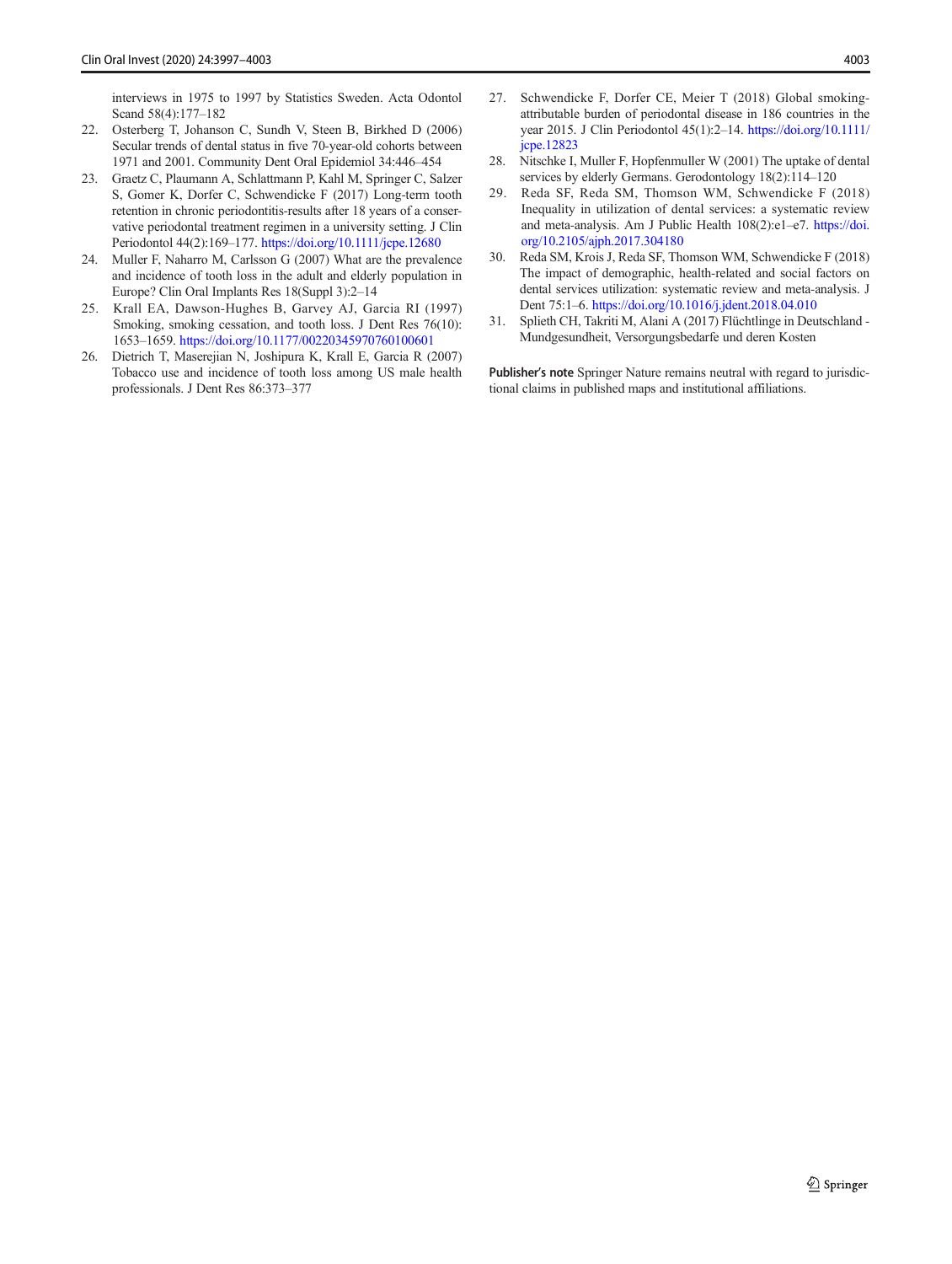interviews in 1975 to 1997 by Statistics Sweden. Acta Odontol Scand 58(4):177–182

22. Osterberg T, Johanson C, Sundh V, Steen B, Birkhed D (2006) Secular trends of dental status in five 70-year-old cohorts between 1971 and 2001. Community Dent Oral Epidemiol 34:446–454
23. Graetz C, Plaumann A, Schlattmann P, Kahl M, Springer C, Salzer S, Gomer K, Dorfer C, Schwendicke F (2017) Long-term tooth retention in chronic periodontitis-results after 18 years of a conservative periodontal treatment regimen in a university setting. J Clin Periodontol 44(2):169–177. https://doi.org/10.1111/jcpe.12680
24. Muller F, Naharro M, Carlsson G (2007) What are the prevalence and incidence of tooth loss in the adult and elderly population in Europe? Clin Oral Implants Res 18(Suppl 3):2–14
25. Krall EA, Dawson-Hughes B, Garvey AJ, Garcia RI (1997) Smoking, smoking cessation, and tooth loss. J Dent Res 76(10): 1653–1659. https://doi.org/10.1177/00220345970760100601
26. Dietrich T, Maserejian N, Joshipura K, Krall E, Garcia R (2007) Tobacco use and incidence of tooth loss among US male health professionals. J Dent Res 86:373–377
27. Schwendicke F, Dorfer CE, Meier T (2018) Global smoking-attributable burden of periodontal disease in 186 countries in the year 2015. J Clin Periodontol 45(1):2–14. https://doi.org/10.1111/jcpe.12823
28. Nitschke I, Muller F, Hopfenmuller W (2001) The uptake of dental services by elderly Germans. Gerodontology 18(2):114–120
29. Reda SF, Reda SM, Thomson WM, Schwendicke F (2018) Inequality in utilization of dental services: a systematic review and meta-analysis. Am J Public Health 108(2):e1–e7. https://doi.org/10.2105/ajph.2017.304180
30. Reda SM, Krois J, Reda SF, Thomson WM, Schwendicke F (2018) The impact of demographic, health-related and social factors on dental services utilization: systematic review and meta-analysis. J Dent 75:1–6. https://doi.org/10.1016/j.jdent.2018.04.010
31. Splieth CH, Takriti M, Alani A (2017) Flüchtlinge in Deutschland - Mundgesundheit, Versorgungsbedarfe und deren Kosten

**Publisher's note** Springer Nature remains neutral with regard to jurisdictional claims in published maps and institutional affiliations.